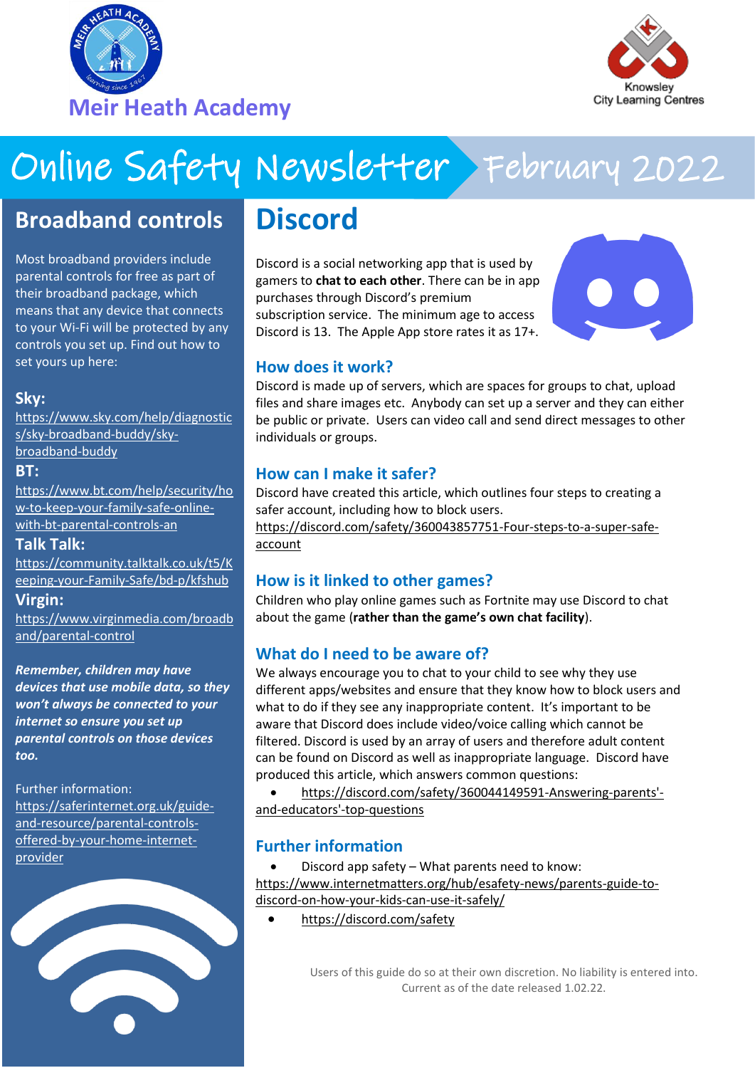Meir Heath Academy

Knowsley City Learning Centres

# Online Safety Newsletter February 2022

## Broadband controls

Most broadband providers include parental controls for free as part of their broadband package, which means that any device that connects to your Wi-Fi will be protected by any controls you set up. Find out how to set yours up here:

**Sky:**
https://www.sky.com/help/diagnostics/sky-broadband-buddy/sky-broadband-buddy

**BT:**
https://www.bt.com/help/security/how-to-keep-your-family-safe-online-with-bt-parental-controls-an

**Talk Talk:**
https://community.talktalk.co.uk/t5/Keeping-your-Family-Safe/bd-p/kfshub

**Virgin:**
https://www.virginmedia.com/broadband/parental-control

***Remember, children may have devices that use mobile data, so they won't always be connected to your internet so ensure you set up parental controls on those devices too.***

Further information:
https://saferinternet.org.uk/guide-and-resource/parental-controls-offered-by-your-home-internet-provider

# Discord

Discord is a social networking app that is used by gamers to **chat to each other**. There can be in app purchases through Discord's premium subscription service. The minimum age to access Discord is 13. The Apple App store rates it as 17+.

### How does it work?

Discord is made up of servers, which are spaces for groups to chat, upload files and share images etc. Anybody can set up a server and they can either be public or private. Users can video call and send direct messages to other individuals or groups.

### How can I make it safer?

Discord have created this article, which outlines four steps to creating a safer account, including how to block users.
https://discord.com/safety/360043857751-Four-steps-to-a-super-safe-account

### How is it linked to other games?

Children who play online games such as Fortnite may use Discord to chat about the game (**rather than the game's own chat facility**).

### What do I need to be aware of?

We always encourage you to chat to your child to see why they use different apps/websites and ensure that they know how to block users and what to do if they see any inappropriate content. It's important to be aware that Discord does include video/voice calling which cannot be filtered. Discord is used by an array of users and therefore adult content can be found on Discord as well as inappropriate language. Discord have produced this article, which answers common questions:

- https://discord.com/safety/360044149591-Answering-parents'-and-educators'-top-questions

### Further information

- Discord app safety – What parents need to know: https://www.internetmatters.org/hub/esafety-news/parents-guide-to-discord-on-how-your-kids-can-use-it-safely/
- https://discord.com/safety

Users of this guide do so at their own discretion. No liability is entered into. Current as of the date released 1.02.22.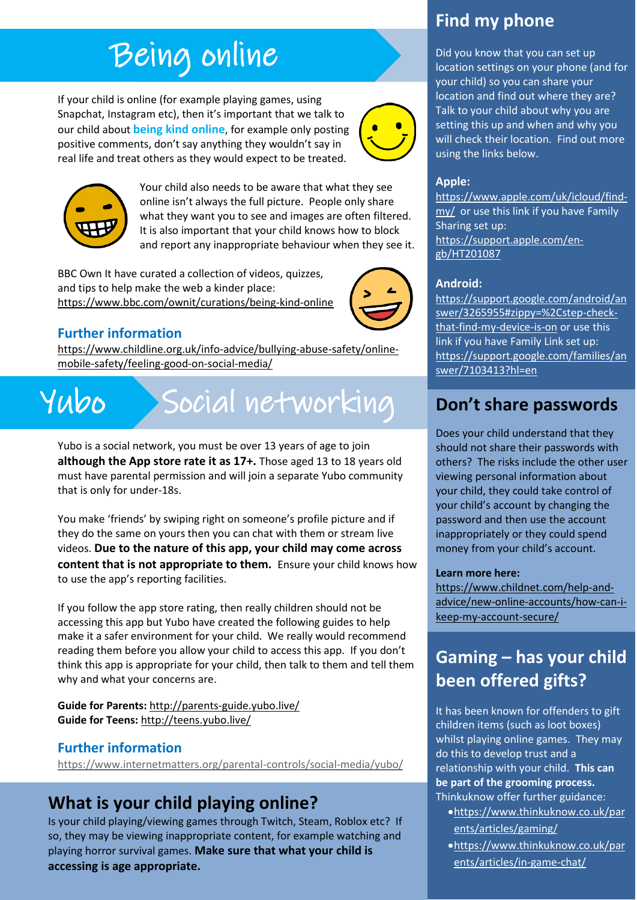# Being online

If your child is online (for example playing games, using Snapchat, Instagram etc), then it's important that we talk to our child about **being kind online**, for example only posting positive comments, don't say anything they wouldn't say in real life and treat others as they would expect to be treated.

Your child also needs to be aware that what they see online isn't always the full picture. People only share what they want you to see and images are often filtered. It is also important that your child knows how to block and report any inappropriate behaviour when they see it.

BBC Own It have curated a collection of videos, quizzes, and tips to help make the web a kinder place: https://www.bbc.com/ownit/curations/being-kind-online

### Further information

https://www.childline.org.uk/info-advice/bullying-abuse-safety/online-mobile-safety/feeling-good-on-social-media/

# Yubo — Social networking

Yubo is a social network, you must be over 13 years of age to join **although the App store rate it as 17+.** Those aged 13 to 18 years old must have parental permission and will join a separate Yubo community that is only for under-18s.

You make 'friends' by swiping right on someone's profile picture and if they do the same on yours then you can chat with them or stream live videos. **Due to the nature of this app, your child may come across content that is not appropriate to them.** Ensure your child knows how to use the app's reporting facilities.

If you follow the app store rating, then really children should not be accessing this app but Yubo have created the following guides to help make it a safer environment for your child. We really would recommend reading them before you allow your child to access this app. If you don't think this app is appropriate for your child, then talk to them and tell them why and what your concerns are.

**Guide for Parents:** http://parents-guide.yubo.live/
**Guide for Teens:** http://teens.yubo.live/

### Further information

https://www.internetmatters.org/parental-controls/social-media/yubo/

## What is your child playing online?

Is your child playing/viewing games through Twitch, Steam, Roblox etc? If so, they may be viewing inappropriate content, for example watching and playing horror survival games. **Make sure that what your child is accessing is age appropriate.**

## Find my phone

Did you know that you can set up location settings on your phone (and for your child) so you can share your location and find out where they are? Talk to your child about why you are setting this up and when and why you will check their location. Find out more using the links below.

**Apple:**
https://www.apple.com/uk/icloud/find-my/ or use this link if you have Family Sharing set up: https://support.apple.com/en-gb/HT201087

**Android:**
https://support.google.com/android/answer/3265955#zippy=%2Cstep-check-that-find-my-device-is-on or use this link if you have Family Link set up: https://support.google.com/families/answer/7103413?hl=en

## Don't share passwords

Does your child understand that they should not share their passwords with others? The risks include the other user viewing personal information about your child, they could take control of your child's account by changing the password and then use the account inappropriately or they could spend money from your child's account.

**Learn more here:**
https://www.childnet.com/help-and-advice/new-online-accounts/how-can-i-keep-my-account-secure/

## Gaming – has your child been offered gifts?

It has been known for offenders to gift children items (such as loot boxes) whilst playing online games. They may do this to develop trust and a relationship with your child. **This can be part of the grooming process.** Thinkuknow offer further guidance:

- https://www.thinkuknow.co.uk/parents/articles/gaming/
- https://www.thinkuknow.co.uk/parents/articles/in-game-chat/